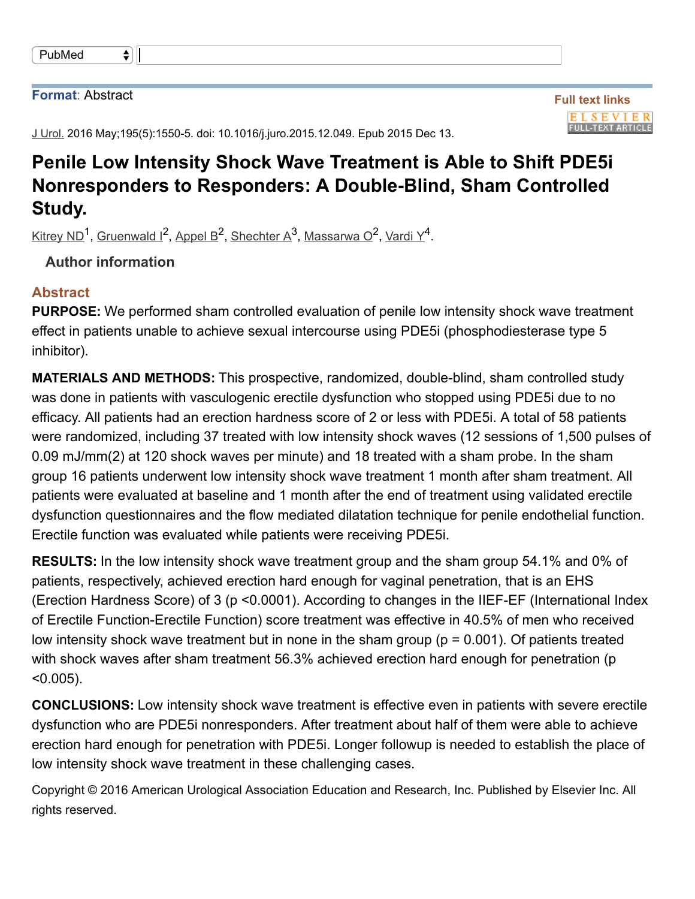Format: Abstract

Full text links

J Urol. 2016 May;195(5):1550-5. doi: 10.1016/j.juro.2015.12.049. Epub 2015 Dec 13.

# Penile Low Intensity Shock Wave Treatment is Able to Shift PDE5i Nonresponders to Responders: A Double-Blind, Sham Controlled Study.

Kitrey ND[1], Gruenwald I[2], Appel B[2], Shechter A[3], Massarwa O[2], Vardi Y[4].

Author information

## Abstract

**PURPOSE:** We performed sham controlled evaluation of penile low intensity shock wave treatment effect in patients unable to achieve sexual intercourse using PDE5i (phosphodiesterase type 5 inhibitor).

**MATERIALS AND METHODS:** This prospective, randomized, double-blind, sham controlled study was done in patients with vasculogenic erectile dysfunction who stopped using PDE5i due to no efficacy. All patients had an erection hardness score of 2 or less with PDE5i. A total of 58 patients were randomized, including 37 treated with low intensity shock waves (12 sessions of 1,500 pulses of 0.09 mJ/mm(2) at 120 shock waves per minute) and 18 treated with a sham probe. In the sham group 16 patients underwent low intensity shock wave treatment 1 month after sham treatment. All patients were evaluated at baseline and 1 month after the end of treatment using validated erectile dysfunction questionnaires and the flow mediated dilatation technique for penile endothelial function. Erectile function was evaluated while patients were receiving PDE5i.

**RESULTS:** In the low intensity shock wave treatment group and the sham group 54.1% and 0% of patients, respectively, achieved erection hard enough for vaginal penetration, that is an EHS (Erection Hardness Score) of 3 ($p < 0.0001$). According to changes in the IIEF-EF (International Index of Erectile Function-Erectile Function) score treatment was effective in 40.5% of men who received low intensity shock wave treatment but in none in the sham group ($p = 0.001$). Of patients treated with shock waves after sham treatment 56.3% achieved erection hard enough for penetration ($p < 0.005$).

**CONCLUSIONS:** Low intensity shock wave treatment is effective even in patients with severe erectile dysfunction who are PDE5i nonresponders. After treatment about half of them were able to achieve erection hard enough for penetration with PDE5i. Longer followup is needed to establish the place of low intensity shock wave treatment in these challenging cases.

Copyright © 2016 American Urological Association Education and Research, Inc. Published by Elsevier Inc. All rights reserved.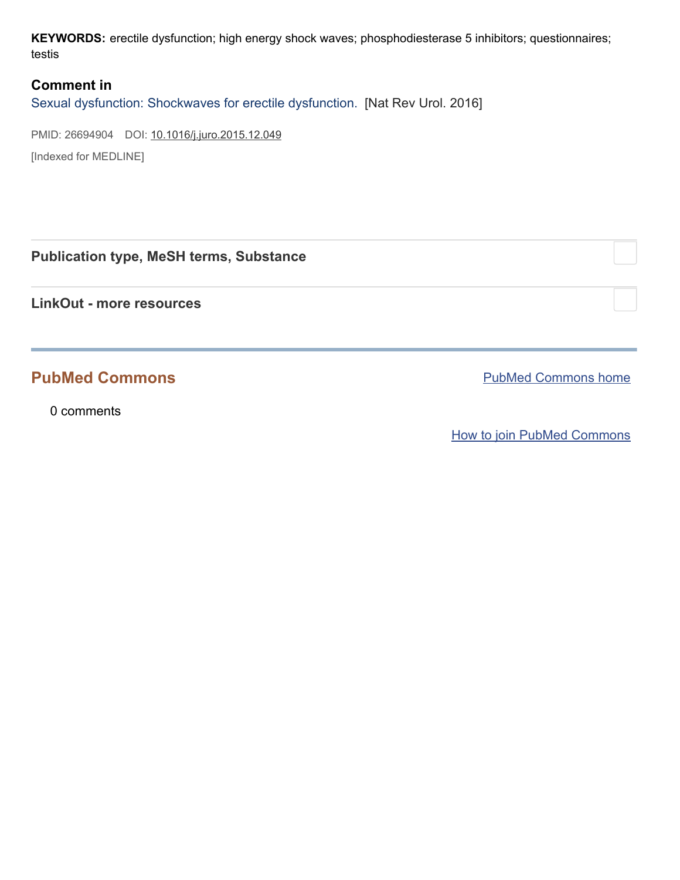**KEYWORDS:** erectile dysfunction; high energy shock waves; phosphodiesterase 5 inhibitors; questionnaires; testis

**Comment in**

Sexual dysfunction: Shockwaves for erectile dysfunction. [Nat Rev Urol. 2016]

PMID: 26694904 DOI: 10.1016/j.juro.2015.12.049

[Indexed for MEDLINE]

## Publication type, MeSH terms, Substance

## LinkOut - more resources

## PubMed Commons

PubMed Commons home

0 comments

How to join PubMed Commons